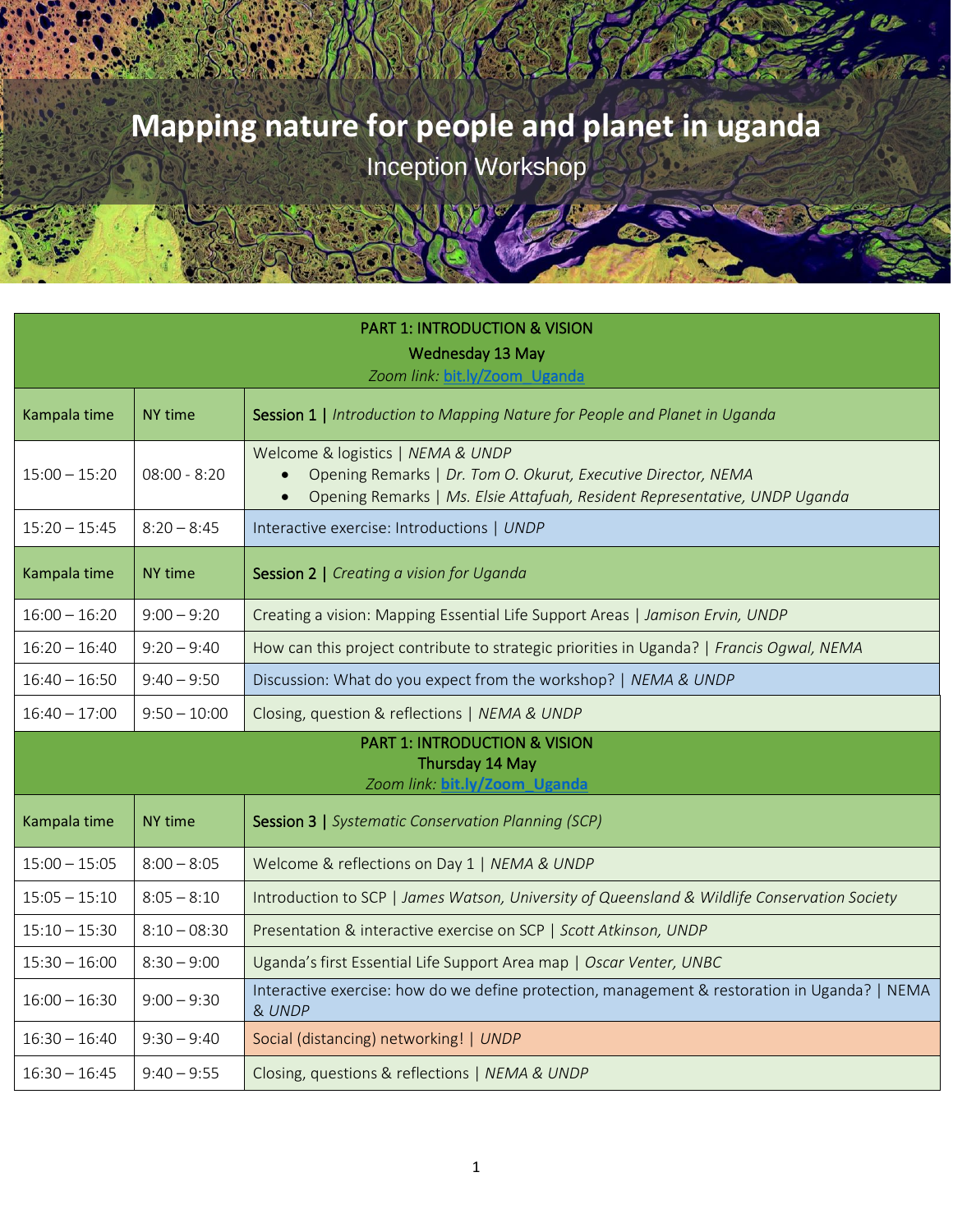# Mapping nature for people and planet in uganda

## Inception Workshop

| PART 1: INTRODUCTION & VISION<br>Wednesday 13 May<br>*Zoom link: [bit.ly/Zoom_Uganda](bit.ly/Zoom_Uganda)* | | |
|---|---|---|
| Kampala time | NY time | Session 1 \| *Introduction to Mapping Nature for People and Planet in Uganda* |
| 15:00 – 15:20 | 08:00 - 8:20 | Welcome & logistics \| *NEMA & UNDP*<br>• Opening Remarks \| *Dr. Tom O. Okurut, Executive Director, NEMA*<br>• Opening Remarks \| *Ms. Elsie Attafuah, Resident Representative, UNDP Uganda* |
| 15:20 – 15:45 | 8:20 – 8:45 | Interactive exercise: Introductions \| *UNDP* |
| Kampala time | NY time | Session 2 \| *Creating a vision for Uganda* |
| 16:00 – 16:20 | 9:00 – 9:20 | Creating a vision: Mapping Essential Life Support Areas \| *Jamison Ervin, UNDP* |
| 16:20 – 16:40 | 9:20 – 9:40 | How can this project contribute to strategic priorities in Uganda? \| *Francis Ogwal, NEMA* |
| 16:40 – 16:50 | 9:40 – 9:50 | Discussion: What do you expect from the workshop? \| *NEMA & UNDP* |
| 16:40 – 17:00 | 9:50 – 10:00 | Closing, question & reflections \| *NEMA & UNDP* |
| PART 1: INTRODUCTION & VISION<br>Thursday 14 May<br>*Zoom link: **[bit.ly/Zoom_Uganda](bit.ly/Zoom_Uganda)*** | | |
| Kampala time | NY time | Session 3 \| *Systematic Conservation Planning (SCP)* |
| 15:00 – 15:05 | 8:00 – 8:05 | Welcome & reflections on Day 1 \| *NEMA & UNDP* |
| 15:05 – 15:10 | 8:05 – 8:10 | Introduction to SCP \| *James Watson, University of Queensland & Wildlife Conservation Society* |
| 15:10 – 15:30 | 8:10 – 08:30 | Presentation & interactive exercise on SCP \| *Scott Atkinson, UNDP* |
| 15:30 – 16:00 | 8:30 – 9:00 | Uganda's first Essential Life Support Area map \| *Oscar Venter, UNBC* |
| 16:00 – 16:30 | 9:00 – 9:30 | Interactive exercise: how do we define protection, management & restoration in Uganda? \| NEMA *& UNDP* |
| 16:30 – 16:40 | 9:30 – 9:40 | Social (distancing) networking! \| *UNDP* |
| 16:30 – 16:45 | 9:40 – 9:55 | Closing, questions & reflections \| *NEMA & UNDP* |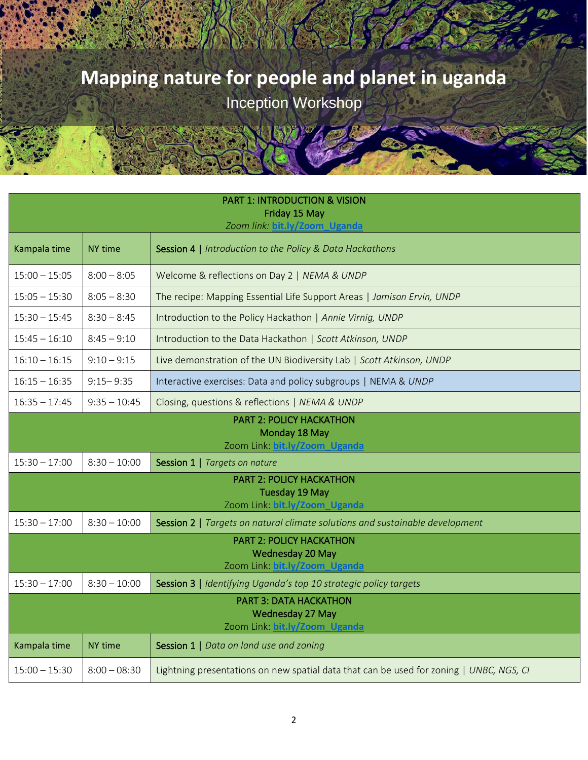# Mapping nature for people and planet in uganda

## Inception Workshop

| PART 1: INTRODUCTION & VISION<br>Friday 15 May<br>*Zoom link: **bit.ly/Zoom_Uganda*** | | |
|---|---|---|
| Kampala time | NY time | Session 4 \| *Introduction to the Policy & Data Hackathons* |
| 15:00 – 15:05 | 8:00 – 8:05 | Welcome & reflections on Day 2 \| *NEMA & UNDP* |
| 15:05 – 15:30 | 8:05 – 8:30 | The recipe: Mapping Essential Life Support Areas \| *Jamison Ervin, UNDP* |
| 15:30 – 15:45 | 8:30 – 8:45 | Introduction to the Policy Hackathon \| *Annie Virnig, UNDP* |
| 15:45 – 16:10 | 8:45 – 9:10 | Introduction to the Data Hackathon \| *Scott Atkinson, UNDP* |
| 16:10 – 16:15 | 9:10 – 9:15 | Live demonstration of the UN Biodiversity Lab \| *Scott Atkinson, UNDP* |
| 16:15 – 16:35 | 9:15– 9:35 | Interactive exercises: Data and policy subgroups \| NEMA & *UNDP* |
| 16:35 – 17:45 | 9:35 – 10:45 | Closing, questions & reflections \| *NEMA & UNDP* |
| PART 2: POLICY HACKATHON<br>Monday 18 May<br>Zoom Link: **bit.ly/Zoom_Uganda** | | |
| 15:30 – 17:00 | 8:30 – 10:00 | Session 1 \| *Targets on nature* |
| PART 2: POLICY HACKATHON<br>Tuesday 19 May<br>Zoom Link: **bit.ly/Zoom_Uganda** | | |
| 15:30 – 17:00 | 8:30 – 10:00 | Session 2 \| *Targets on natural climate solutions and sustainable development* |
| PART 2: POLICY HACKATHON<br>Wednesday 20 May<br>Zoom Link: **bit.ly/Zoom_Uganda** | | |
| 15:30 – 17:00 | 8:30 – 10:00 | Session 3 \| *Identifying Uganda's top 10 strategic policy targets* |
| PART 3: DATA HACKATHON<br>Wednesday 27 May<br>Zoom Link: **bit.ly/Zoom_Uganda** | | |
| Kampala time | NY time | Session 1 \| *Data on land use and zoning* |
| 15:00 – 15:30 | 8:00 – 08:30 | Lightning presentations on new spatial data that can be used for zoning \| *UNBC, NGS, CI* |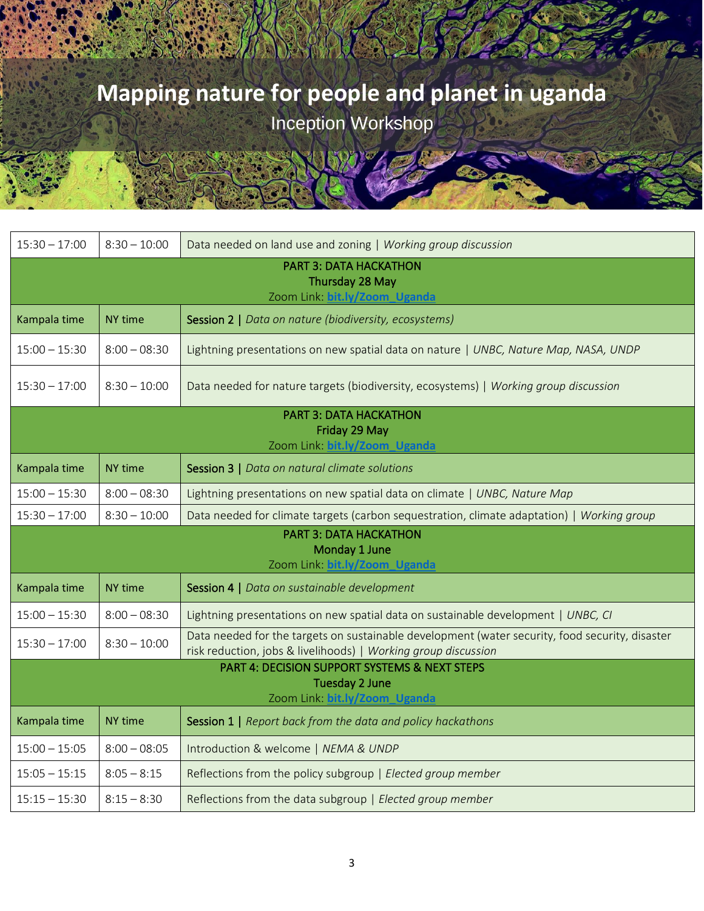# Mapping nature for people and planet in uganda

Inception Workshop

| | | |
|---|---|---|
| 15:30 – 17:00 | 8:30 – 10:00 | Data needed on land use and zoning \| *Working group discussion* |
| **PART 3: DATA HACKATHON**<br>Thursday 28 May<br>Zoom Link: **bit.ly/Zoom_Uganda** | | |
| Kampala time | NY time | Session 2 \| *Data on nature (biodiversity, ecosystems)* |
| 15:00 – 15:30 | 8:00 – 08:30 | Lightning presentations on new spatial data on nature \| *UNBC, Nature Map, NASA, UNDP* |
| 15:30 – 17:00 | 8:30 – 10:00 | Data needed for nature targets (biodiversity, ecosystems) \| *Working group discussion* |
| **PART 3: DATA HACKATHON**<br>Friday 29 May<br>Zoom Link: **bit.ly/Zoom_Uganda** | | |
| Kampala time | NY time | Session 3 \| *Data on natural climate solutions* |
| 15:00 – 15:30 | 8:00 – 08:30 | Lightning presentations on new spatial data on climate \| *UNBC, Nature Map* |
| 15:30 – 17:00 | 8:30 – 10:00 | Data needed for climate targets (carbon sequestration, climate adaptation) \| *Working group* |
| **PART 3: DATA HACKATHON**<br>Monday 1 June<br>Zoom Link: **bit.ly/Zoom_Uganda** | | |
| Kampala time | NY time | Session 4 \| *Data on sustainable development* |
| 15:00 – 15:30 | 8:00 – 08:30 | Lightning presentations on new spatial data on sustainable development \| *UNBC, CI* |
| 15:30 – 17:00 | 8:30 – 10:00 | Data needed for the targets on sustainable development (water security, food security, disaster risk reduction, jobs & livelihoods) \| *Working group discussion* |
| **PART 4: DECISION SUPPORT SYSTEMS & NEXT STEPS**<br>Tuesday 2 June<br>Zoom Link: **bit.ly/Zoom_Uganda** | | |
| Kampala time | NY time | Session 1 \| *Report back from the data and policy hackathons* |
| 15:00 – 15:05 | 8:00 – 08:05 | Introduction & welcome \| *NEMA & UNDP* |
| 15:05 – 15:15 | 8:05 – 8:15 | Reflections from the policy subgroup \| *Elected group member* |
| 15:15 – 15:30 | 8:15 – 8:30 | Reflections from the data subgroup \| *Elected group member* |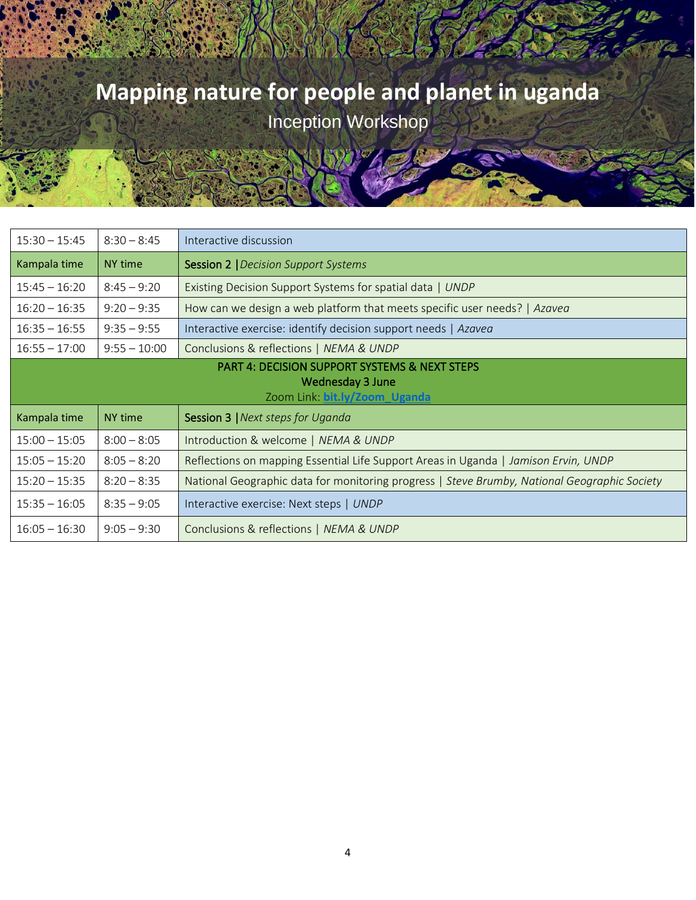# Mapping nature for people and planet in uganda

Inception Workshop

| | | |
|---|---|---|
| 15:30 – 15:45 | 8:30 – 8:45 | Interactive discussion |
| Kampala time | NY time | Session 2 \|*Decision Support Systems* |
| 15:45 – 16:20 | 8:45 – 9:20 | Existing Decision Support Systems for spatial data \| *UNDP* |
| 16:20 – 16:35 | 9:20 – 9:35 | How can we design a web platform that meets specific user needs? \| *Azavea* |
| 16:35 – 16:55 | 9:35 – 9:55 | Interactive exercise: identify decision support needs \| *Azavea* |
| 16:55 – 17:00 | 9:55 – 10:00 | Conclusions & reflections \| *NEMA & UNDP* |
| PART 4: DECISION SUPPORT SYSTEMS & NEXT STEPS<br>Wednesday 3 June<br>Zoom Link: **bit.ly/Zoom_Uganda** | | |
| Kampala time | NY time | Session 3 \|*Next steps for Uganda* |
| 15:00 – 15:05 | 8:00 – 8:05 | Introduction & welcome \| *NEMA & UNDP* |
| 15:05 – 15:20 | 8:05 – 8:20 | Reflections on mapping Essential Life Support Areas in Uganda \| *Jamison Ervin, UNDP* |
| 15:20 – 15:35 | 8:20 – 8:35 | National Geographic data for monitoring progress \| *Steve Brumby, National Geographic Society* |
| 15:35 – 16:05 | 8:35 – 9:05 | Interactive exercise: Next steps \| *UNDP* |
| 16:05 – 16:30 | 9:05 – 9:30 | Conclusions & reflections \| *NEMA & UNDP* |